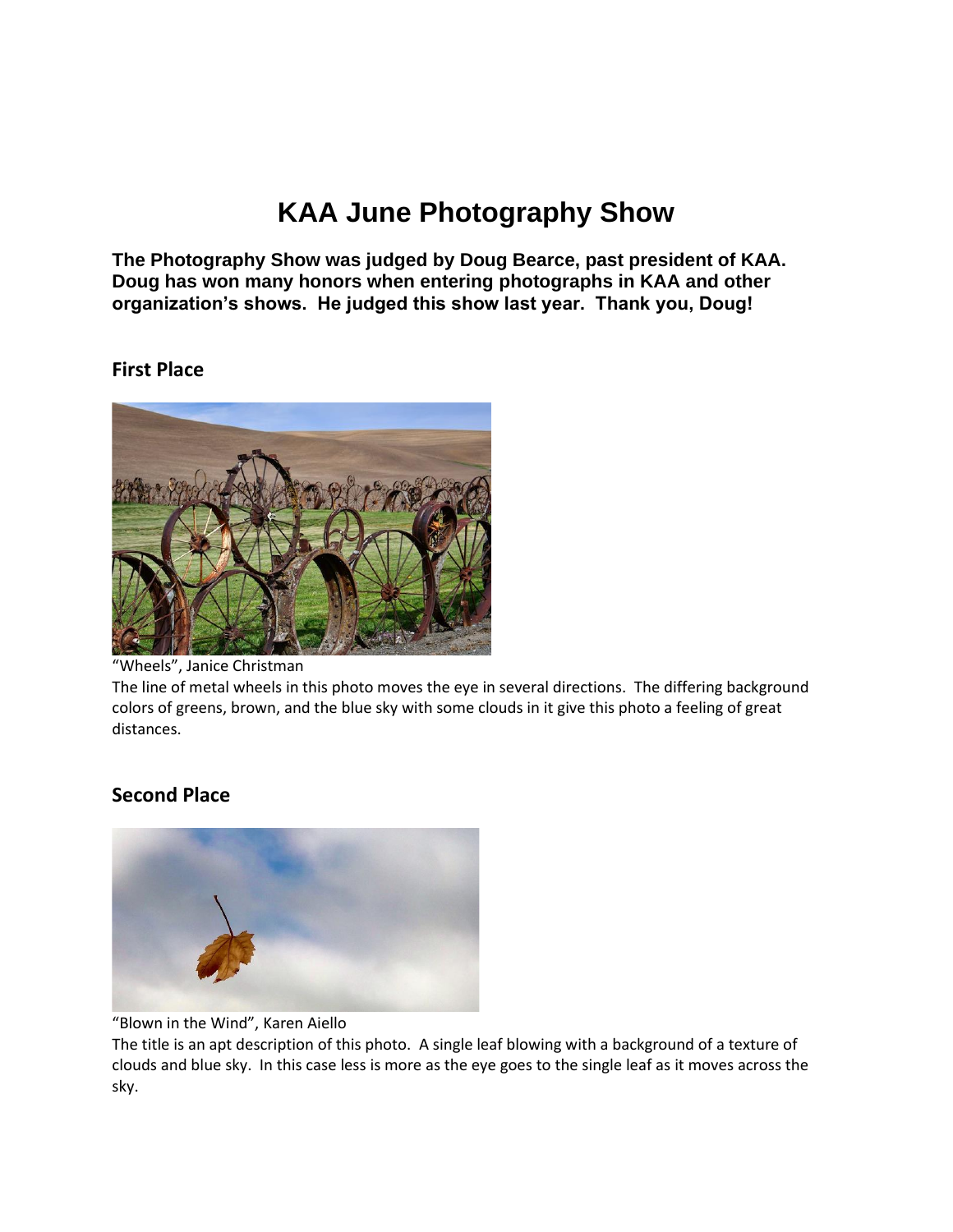# KAA June Photography Show

**The Photography Show was judged by Doug Bearce, past president of KAA. Doug has won many honors when entering photographs in KAA and other organization's shows. He judged this show last year. Thank you, Doug!**

## First Place

"Wheels", Janice Christman
The line of metal wheels in this photo moves the eye in several directions. The differing background colors of greens, brown, and the blue sky with some clouds in it give this photo a feeling of great distances.

## Second Place

"Blown in the Wind", Karen Aiello
The title is an apt description of this photo. A single leaf blowing with a background of a texture of clouds and blue sky. In this case less is more as the eye goes to the single leaf as it moves across the sky.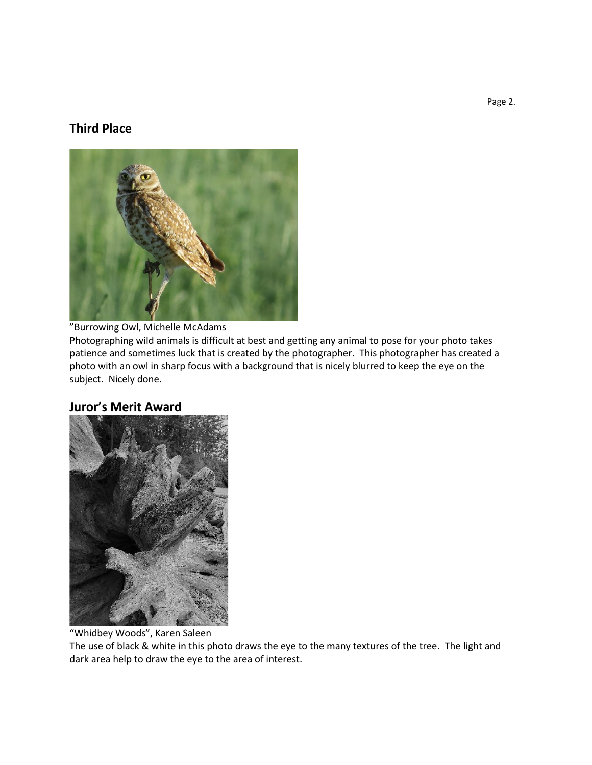## Third Place

”Burrowing Owl, Michelle McAdams

Photographing wild animals is difficult at best and getting any animal to pose for your photo takes patience and sometimes luck that is created by the photographer. This photographer has created a photo with an owl in sharp focus with a background that is nicely blurred to keep the eye on the subject. Nicely done.

## Juror's Merit Award

"Whidbey Woods", Karen Saleen

The use of black & white in this photo draws the eye to the many textures of the tree. The light and dark area help to draw the eye to the area of interest.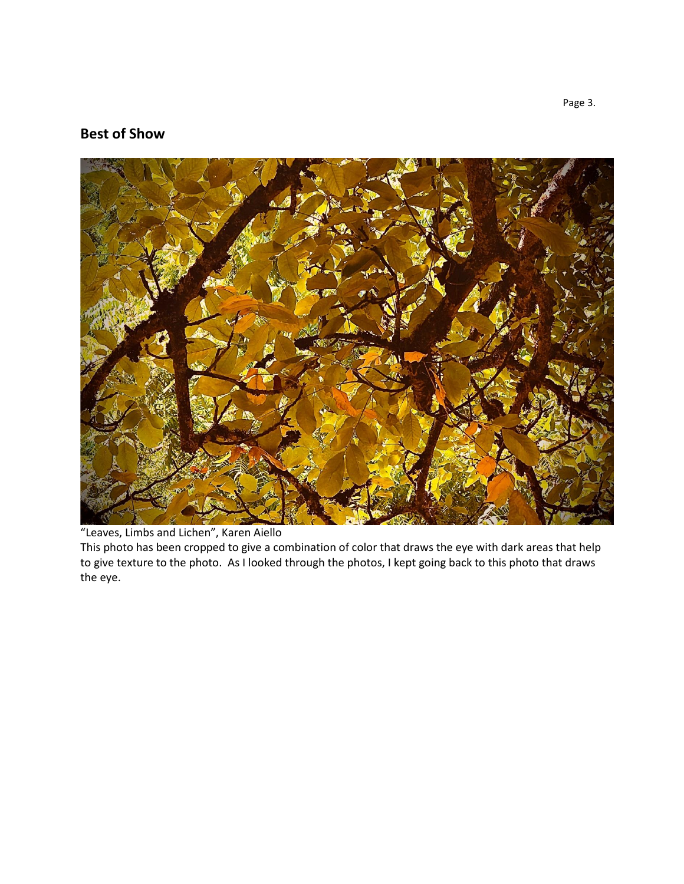## Best of Show

"Leaves, Limbs and Lichen", Karen Aiello

This photo has been cropped to give a combination of color that draws the eye with dark areas that help to give texture to the photo. As I looked through the photos, I kept going back to this photo that draws the eye.